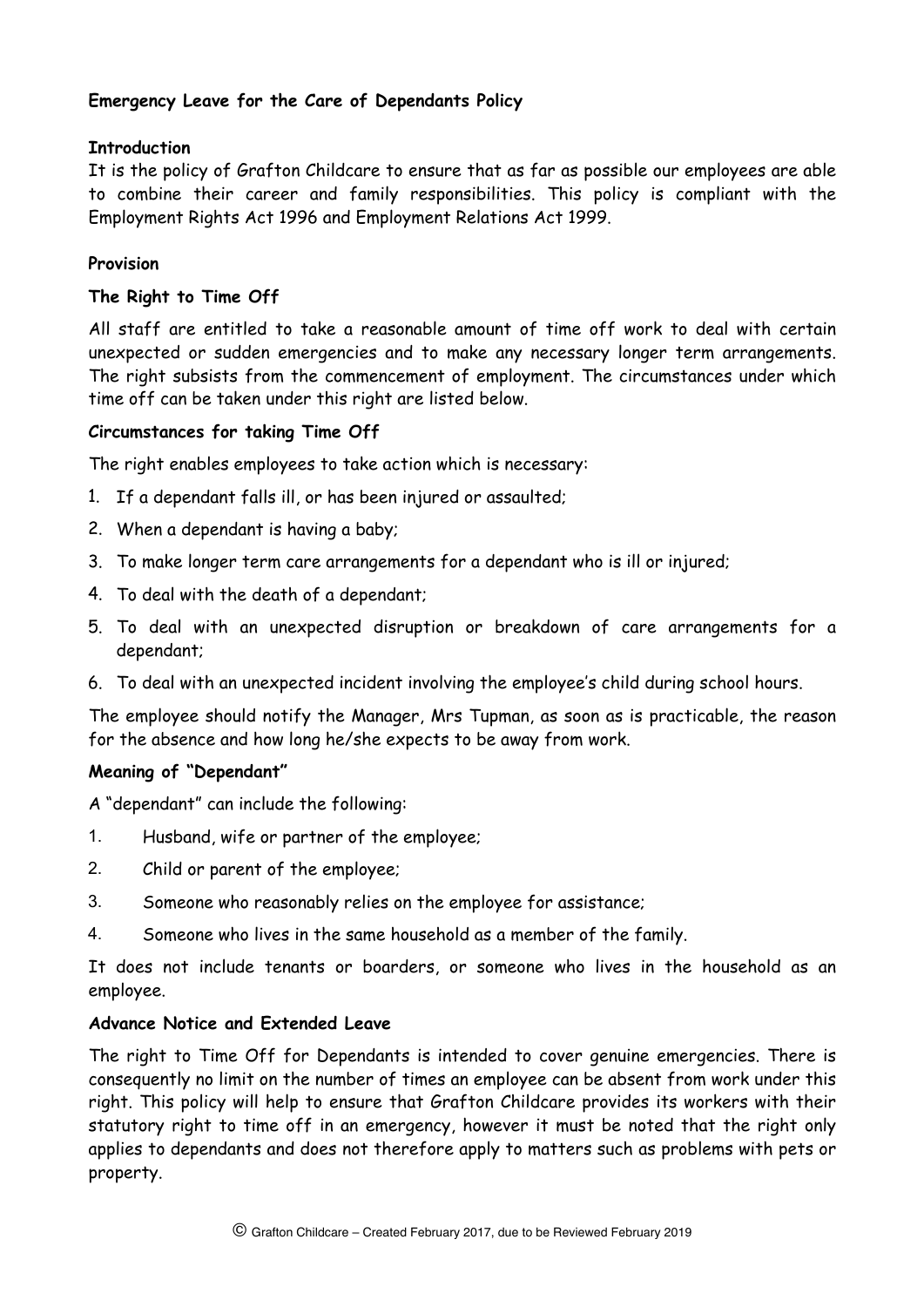# Emergency Leave for the Care of Dependants Policy

## Introduction

It is the policy of Grafton Childcare to ensure that as far as possible our employees are able to combine their career and family responsibilities. This policy is compliant with the Employment Rights Act 1996 and Employment Relations Act 1999.

## Provision

### The Right to Time Off

All staff are entitled to take a reasonable amount of time off work to deal with certain unexpected or sudden emergencies and to make any necessary longer term arrangements. The right subsists from the commencement of employment. The circumstances under which time off can be taken under this right are listed below.

### Circumstances for taking Time Off

The right enables employees to take action which is necessary:

1. If a dependant falls ill, or has been injured or assaulted;
2. When a dependant is having a baby;
3. To make longer term care arrangements for a dependant who is ill or injured;
4. To deal with the death of a dependant;
5. To deal with an unexpected disruption or breakdown of care arrangements for a dependant;
6. To deal with an unexpected incident involving the employee's child during school hours.

The employee should notify the Manager, Mrs Tupman, as soon as is practicable, the reason for the absence and how long he/she expects to be away from work.

### Meaning of "Dependant"

A "dependant" can include the following:

1. Husband, wife or partner of the employee;
2. Child or parent of the employee;
3. Someone who reasonably relies on the employee for assistance;
4. Someone who lives in the same household as a member of the family.

It does not include tenants or boarders, or someone who lives in the household as an employee.

### Advance Notice and Extended Leave

The right to Time Off for Dependants is intended to cover genuine emergencies. There is consequently no limit on the number of times an employee can be absent from work under this right. This policy will help to ensure that Grafton Childcare provides its workers with their statutory right to time off in an emergency, however it must be noted that the right only applies to dependants and does not therefore apply to matters such as problems with pets or property.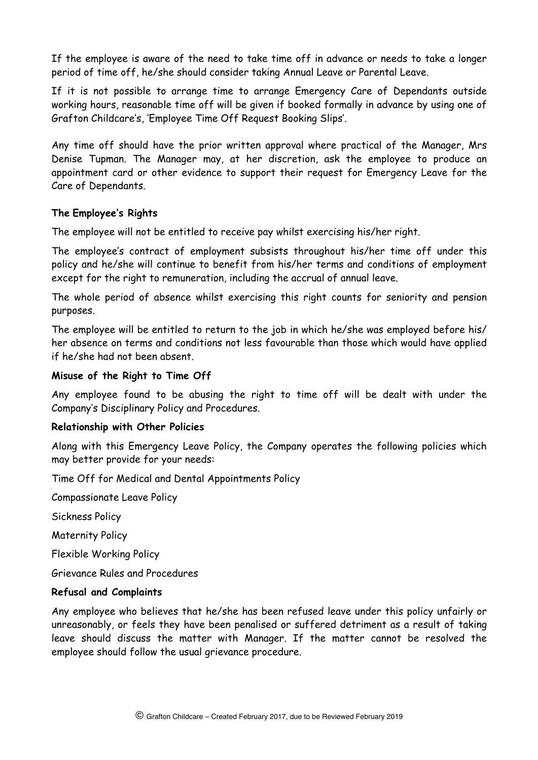If the employee is aware of the need to take time off in advance or needs to take a longer period of time off, he/she should consider taking Annual Leave or Parental Leave.

If it is not possible to arrange time to arrange Emergency Care of Dependants outside working hours, reasonable time off will be given if booked formally in advance by using one of Grafton Childcare's, 'Employee Time Off Request Booking Slips'.

Any time off should have the prior written approval where practical of the Manager, Mrs Denise Tupman. The Manager may, at her discretion, ask the employee to produce an appointment card or other evidence to support their request for Emergency Leave for the Care of Dependants.

**The Employee's Rights**

The employee will not be entitled to receive pay whilst exercising his/her right.

The employee's contract of employment subsists throughout his/her time off under this policy and he/she will continue to benefit from his/her terms and conditions of employment except for the right to remuneration, including the accrual of annual leave.

The whole period of absence whilst exercising this right counts for seniority and pension purposes.

The employee will be entitled to return to the job in which he/she was employed before his/ her absence on terms and conditions not less favourable than those which would have applied if he/she had not been absent.

**Misuse of the Right to Time Off**

Any employee found to be abusing the right to time off will be dealt with under the Company's Disciplinary Policy and Procedures.

**Relationship with Other Policies**

Along with this Emergency Leave Policy, the Company operates the following policies which may better provide for your needs:

Time Off for Medical and Dental Appointments Policy

Compassionate Leave Policy

Sickness Policy

Maternity Policy

Flexible Working Policy

Grievance Rules and Procedures

**Refusal and Complaints**

Any employee who believes that he/she has been refused leave under this policy unfairly or unreasonably, or feels they have been penalised or suffered detriment as a result of taking leave should discuss the matter with Manager. If the matter cannot be resolved the employee should follow the usual grievance procedure.